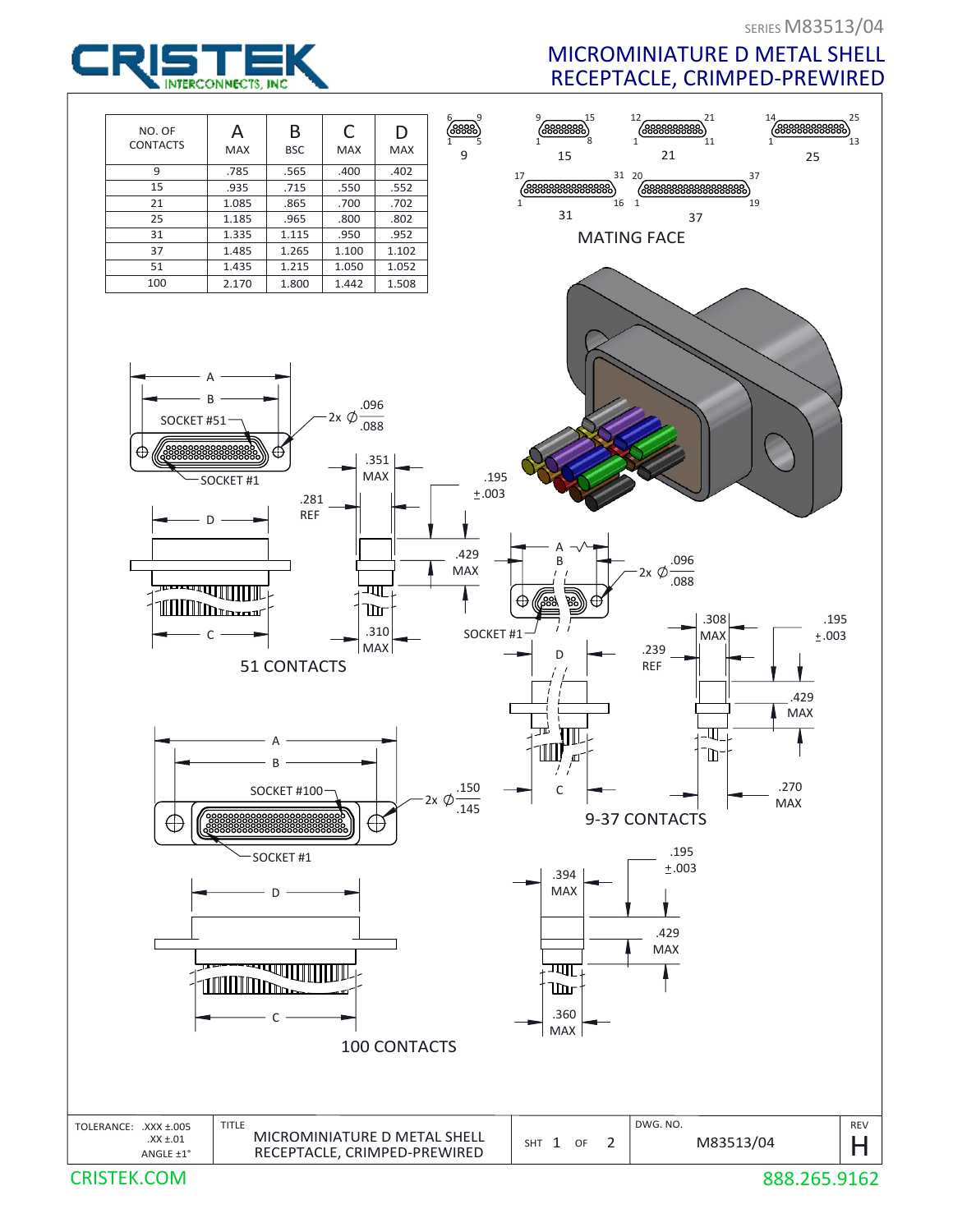SERIES M83513/04

# CRISTEK INTERCONNECTS, INC

## MICROMINIATURE D METAL SHELL RECEPTACLE, CRIMPED-PREWIRED

| NO. OF CONTACTS | A MAX | B BSC | C MAX | D MAX |
|---|---|---|---|---|
| 9 | .785 | .565 | .400 | .402 |
| 15 | .935 | .715 | .550 | .552 |
| 21 | 1.085 | .865 | .700 | .702 |
| 25 | 1.185 | .965 | .800 | .802 |
| 31 | 1.335 | 1.115 | .950 | .952 |
| 37 | 1.485 | 1.265 | 1.100 | 1.102 |
| 51 | 1.435 | 1.215 | 1.050 | 1.052 |
| 100 | 2.170 | 1.800 | 1.442 | 1.508 |

MATING FACE

9, 15, 21, 25, 31, 37

51 CONTACTS

A, B, SOCKET #51, SOCKET #1, 2x Ø .096/.088, D, C, .351 MAX, .281 REF, .195 ±.003, .429 MAX, .310 MAX

9-37 CONTACTS

A, B, SOCKET #1, 2x Ø .096/.088, D, C, .308 MAX, .239 REF, .195 ±.003, .429 MAX, .270 MAX

100 CONTACTS

A, B, SOCKET #100, SOCKET #1, 2x Ø .150/.145, D, C, .394 MAX, .195 ±.003, .429 MAX, .360 MAX

| TOLERANCE: .XXX ±.005, .XX ±.01, ANGLE ±1° | TITLE: MICROMINIATURE D METAL SHELL RECEPTACLE, CRIMPED-PREWIRED | SHT 1 OF 2 | DWG. NO. M83513/04 | REV H |
|---|---|---|---|---|

CRISTEK.COM 888.265.9162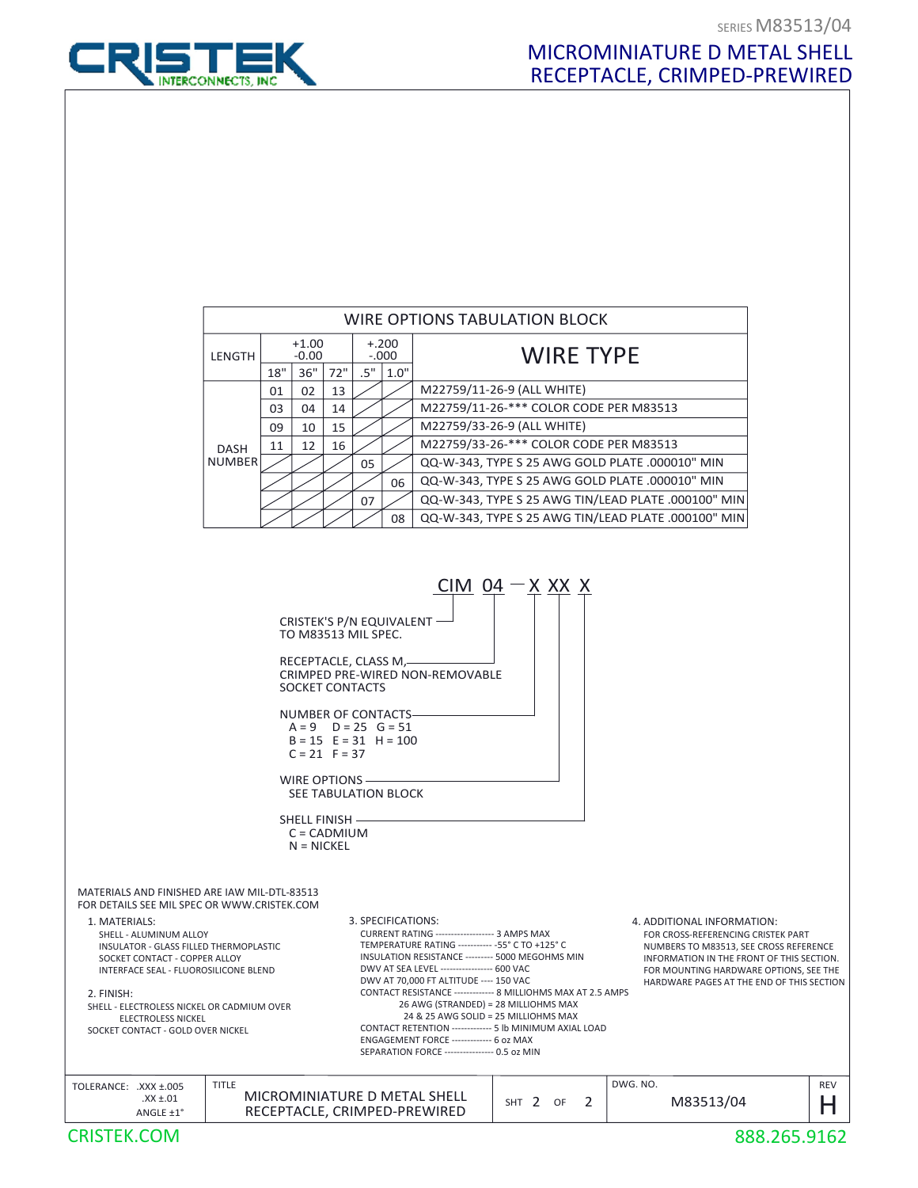SERIES M83513/04

# MICROMINIATURE D METAL SHELL RECEPTACLE, CRIMPED-PREWIRED

## WIRE OPTIONS TABULATION BLOCK

| LENGTH | +1.00 -0.00 | | | +.200 -.000 | | WIRE TYPE |
|---|---|---|---|---|---|---|
| | 18" | 36" | 72" | .5" | 1.0" | |
| DASH NUMBER | 01 | 02 | 13 | | | M22759/11-26-9 (ALL WHITE) |
| | 03 | 04 | 14 | | | M22759/11-26-*** COLOR CODE PER M83513 |
| | 09 | 10 | 15 | | | M22759/33-26-9 (ALL WHITE) |
| | 11 | 12 | 16 | | | M22759/33-26-*** COLOR CODE PER M83513 |
| | | | | 05 | | QQ-W-343, TYPE S 25 AWG GOLD PLATE .000010" MIN |
| | | | | | 06 | QQ-W-343, TYPE S 25 AWG GOLD PLATE .000010" MIN |
| | | | | 07 | | QQ-W-343, TYPE S 25 AWG TIN/LEAD PLATE .000100" MIN |
| | | | | | 08 | QQ-W-343, TYPE S 25 AWG TIN/LEAD PLATE .000100" MIN |

**CIM 04 — X XX X**

- CIM — CRISTEK'S P/N EQUIVALENT TO M83513 MIL SPEC.
- 04 — RECEPTACLE, CLASS M, CRIMPED PRE-WIRED NON-REMOVABLE SOCKET CONTACTS
- X — NUMBER OF CONTACTS
  - A = 9  D = 25  G = 51
  - B = 15  E = 31  H = 100
  - C = 21  F = 37
- XX — WIRE OPTIONS
  - SEE TABULATION BLOCK
- X — SHELL FINISH
  - C = CADMIUM
  - N = NICKEL

MATERIALS AND FINISHED ARE IAW MIL-DTL-83513
FOR DETAILS SEE MIL SPEC OR WWW.CRISTEK.COM

1. MATERIALS:
   - SHELL - ALUMINUM ALLOY
   - INSULATOR - GLASS FILLED THERMOPLASTIC
   - SOCKET CONTACT - COPPER ALLOY
   - INTERFACE SEAL - FLUOROSILICONE BLEND

2. FINISH:
   - SHELL - ELECTROLESS NICKEL OR CADMIUM OVER ELECTROLESS NICKEL
   - SOCKET CONTACT - GOLD OVER NICKEL

3. SPECIFICATIONS:
   - CURRENT RATING ------------------- 3 AMPS MAX
   - TEMPERATURE RATING ----------- -55° C TO +125° C
   - INSULATION RESISTANCE --------- 5000 MEGOHMS MIN
   - DWV AT SEA LEVEL ----------------- 600 VAC
   - DWV AT 70,000 FT ALTITUDE ---- 150 VAC
   - CONTACT RESISTANCE ------------- 8 MILLIOHMS MAX AT 2.5 AMPS
     - 26 AWG (STRANDED) = 28 MILLIOHMS MAX
     - 24 & 25 AWG SOLID = 25 MILLIOHMS MAX
   - CONTACT RETENTION ------------- 5 lb MINIMUM AXIAL LOAD
   - ENGAGEMENT FORCE ------------- 6 oz MAX
   - SEPARATION FORCE ---------------- 0.5 oz MIN

4. ADDITIONAL INFORMATION:
   FOR CROSS-REFERENCING CRISTEK PART NUMBERS TO M83513, SEE CROSS REFERENCE INFORMATION IN THE FRONT OF THIS SECTION. FOR MOUNTING HARDWARE OPTIONS, SEE THE HARDWARE PAGES AT THE END OF THIS SECTION

| TOLERANCE | TITLE | SHT | DWG. NO. | REV |
|---|---|---|---|---|
| .XXX ±.005<br>.XX ±.01<br>ANGLE ±1° | MICROMINIATURE D METAL SHELL RECEPTACLE, CRIMPED-PREWIRED | 2 OF 2 | M83513/04 | H |

CRISTEK.COM 888.265.9162